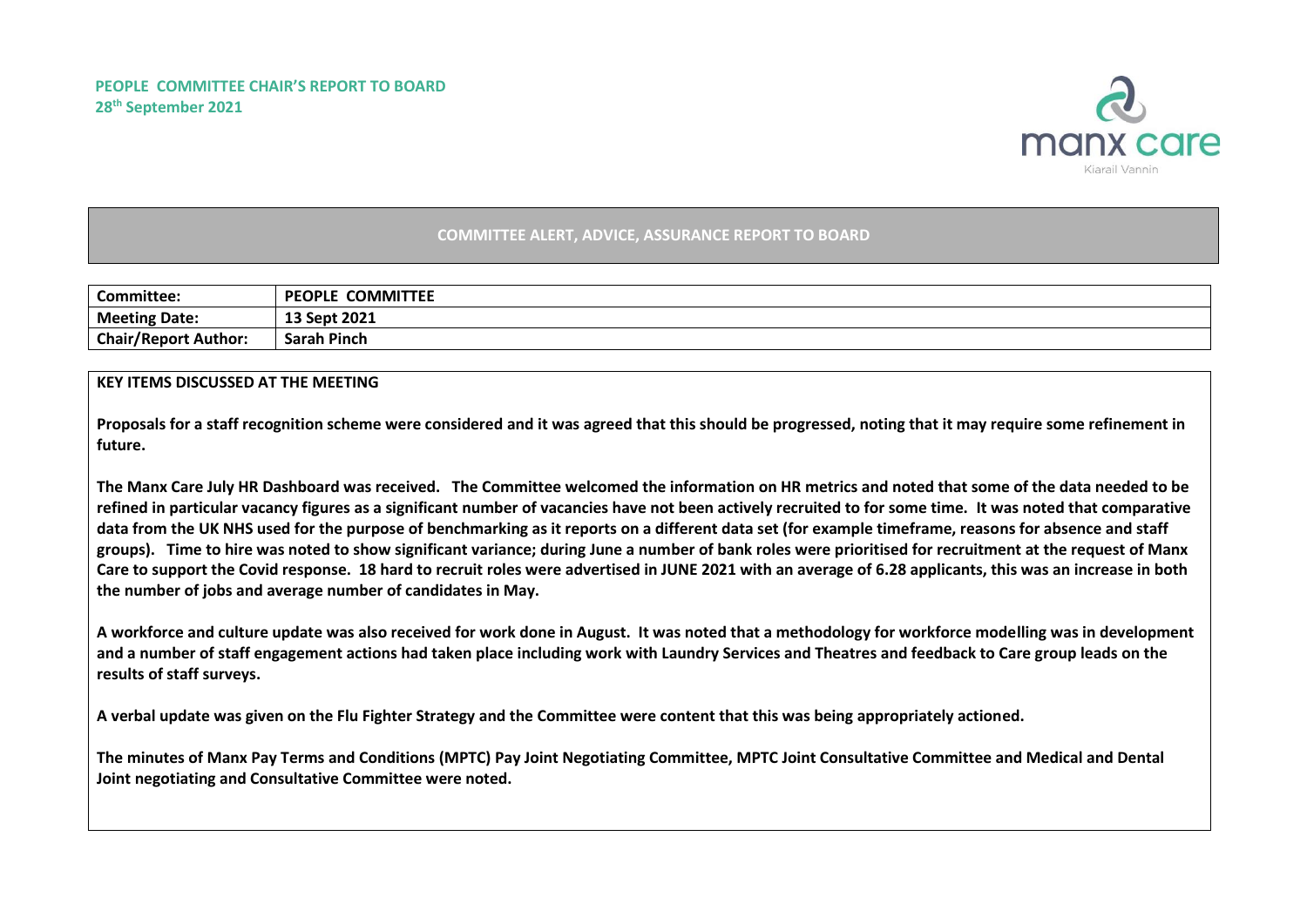**PEOPLE COMMITTEE CHAIR'S REPORT TO BOARD**
**28th September 2021**

manx care
Kiarail Vannin

## COMMITTEE ALERT, ADVICE, ASSURANCE REPORT TO BOARD

| Committee: | PEOPLE COMMITTEE |
|---|---|
| Meeting Date: | 13 Sept 2021 |
| Chair/Report Author: | Sarah Pinch |

**KEY ITEMS DISCUSSED AT THE MEETING**

**Proposals for a staff recognition scheme were considered and it was agreed that this should be progressed, noting that it may require some refinement in future.**

**The Manx Care July HR Dashboard was received. The Committee welcomed the information on HR metrics and noted that some of the data needed to be refined in particular vacancy figures as a significant number of vacancies have not been actively recruited to for some time. It was noted that comparative data from the UK NHS used for the purpose of benchmarking as it reports on a different data set (for example timeframe, reasons for absence and staff groups). Time to hire was noted to show significant variance; during June a number of bank roles were prioritised for recruitment at the request of Manx Care to support the Covid response. 18 hard to recruit roles were advertised in JUNE 2021 with an average of 6.28 applicants, this was an increase in both the number of jobs and average number of candidates in May.**

**A workforce and culture update was also received for work done in August. It was noted that a methodology for workforce modelling was in development and a number of staff engagement actions had taken place including work with Laundry Services and Theatres and feedback to Care group leads on the results of staff surveys.**

**A verbal update was given on the Flu Fighter Strategy and the Committee were content that this was being appropriately actioned.**

**The minutes of Manx Pay Terms and Conditions (MPTC) Pay Joint Negotiating Committee, MPTC Joint Consultative Committee and Medical and Dental Joint negotiating and Consultative Committee were noted.**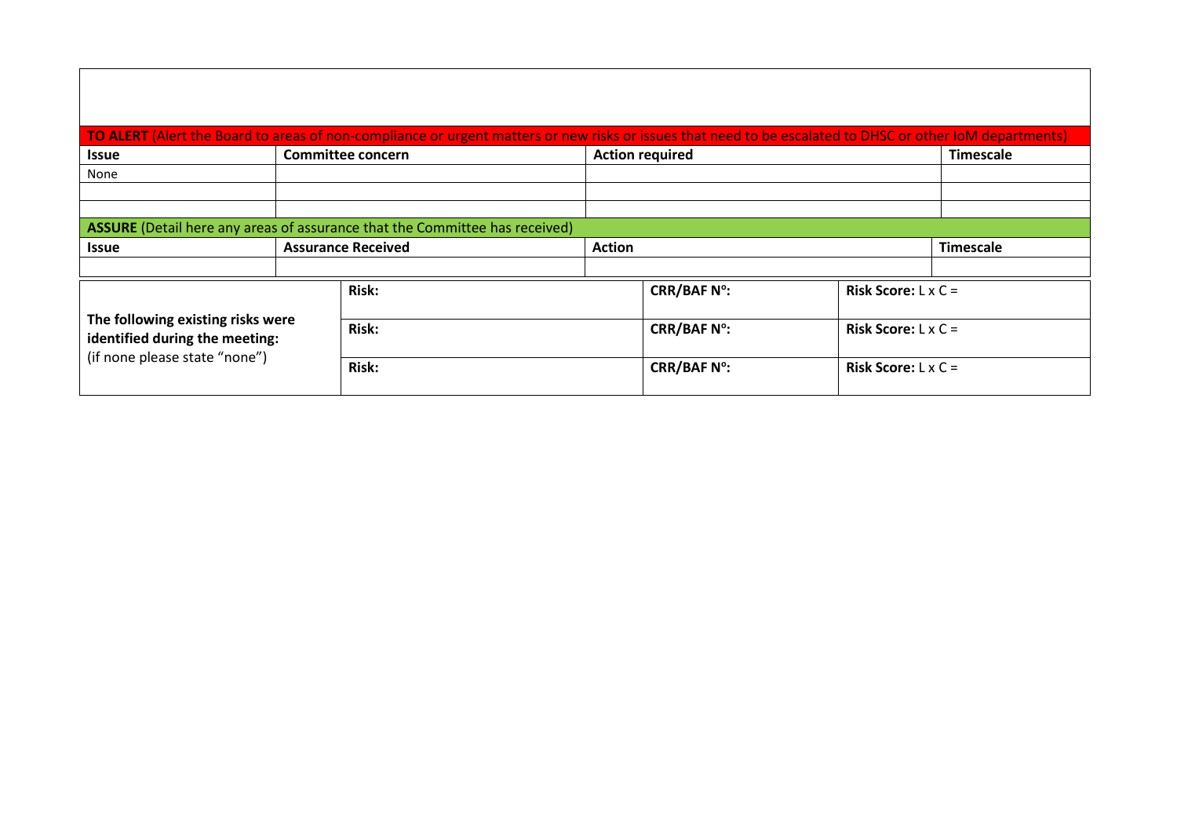| | | | |
|---|---|---|---|
| **TO ALERT** (Alert the Board to areas of non-compliance or urgent matters or new risks or issues that need to be escalated to DHSC or other IoM departments) | | | |
| **Issue** | **Committee concern** | **Action required** | **Timescale** |
| None | | | |
| | | | |
| | | | |
| **ASSURE** (Detail here any areas of assurance that the Committee has received) | | | |
| **Issue** | **Assurance Received** | **Action** | **Timescale** |
| | | | |

| | | | |
|---|---|---|---|
| **The following existing risks were identified during the meeting:** (if none please state "none") | **Risk:** | **CRR/BAF Nº:** | **Risk Score:** L x C = |
| | **Risk:** | **CRR/BAF Nº:** | **Risk Score:** L x C = |
| | **Risk:** | **CRR/BAF Nº:** | **Risk Score:** L x C = |